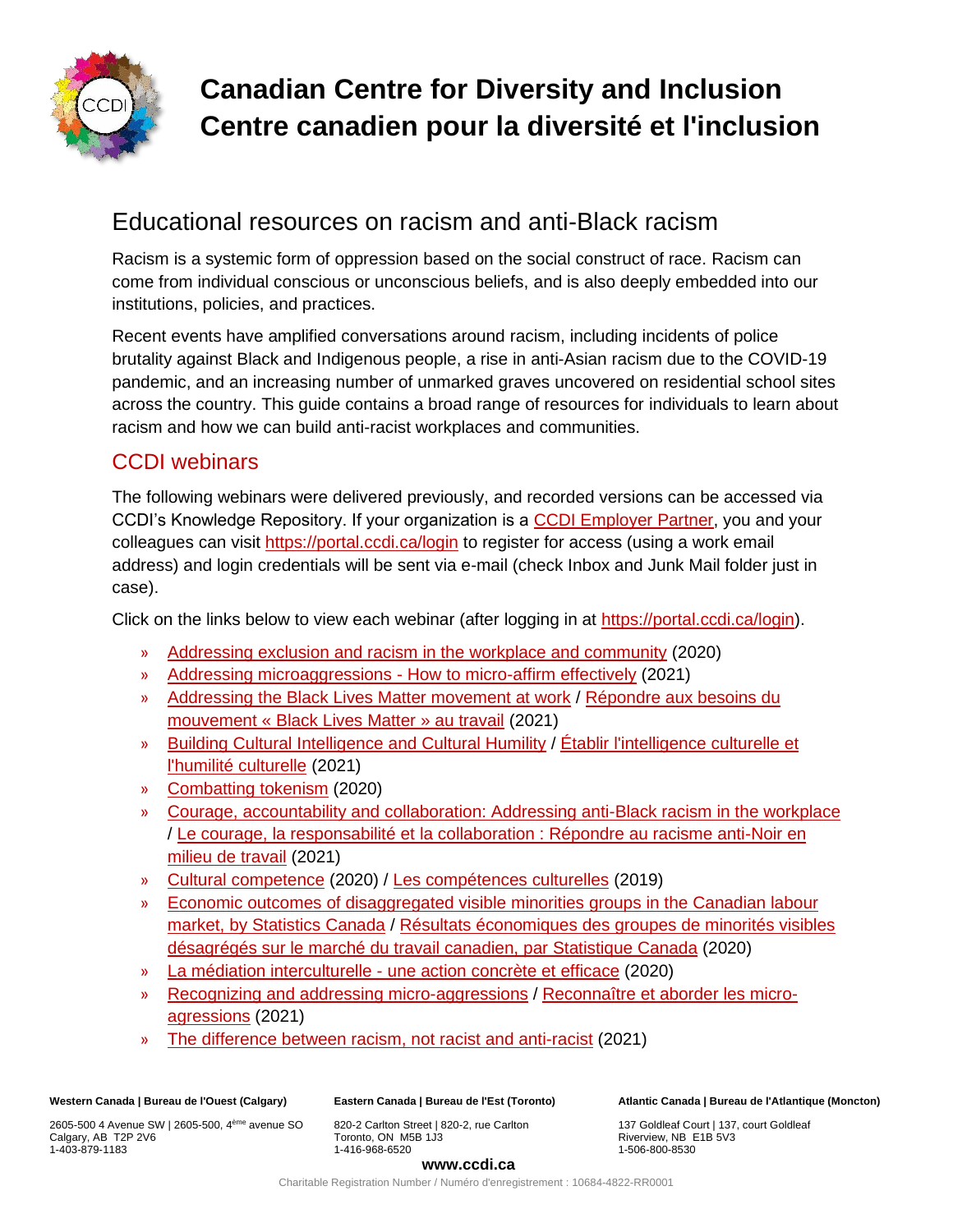# Canadian Centre for Diversity and Inclusion
# Centre canadien pour la diversité et l'inclusion

## Educational resources on racism and anti-Black racism

Racism is a systemic form of oppression based on the social construct of race. Racism can come from individual conscious or unconscious beliefs, and is also deeply embedded into our institutions, policies, and practices.

Recent events have amplified conversations around racism, including incidents of police brutality against Black and Indigenous people, a rise in anti-Asian racism due to the COVID-19 pandemic, and an increasing number of unmarked graves uncovered on residential school sites across the country. This guide contains a broad range of resources for individuals to learn about racism and how we can build anti-racist workplaces and communities.

### CCDI webinars

The following webinars were delivered previously, and recorded versions can be accessed via CCDI's Knowledge Repository. If your organization is a CCDI Employer Partner, you and your colleagues can visit https://portal.ccdi.ca/login to register for access (using a work email address) and login credentials will be sent via e-mail (check Inbox and Junk Mail folder just in case).

Click on the links below to view each webinar (after logging in at https://portal.ccdi.ca/login).

- Addressing exclusion and racism in the workplace and community (2020)
- Addressing microaggressions - How to micro-affirm effectively (2021)
- Addressing the Black Lives Matter movement at work / Répondre aux besoins du mouvement « Black Lives Matter » au travail (2021)
- Building Cultural Intelligence and Cultural Humility / Établir l'intelligence culturelle et l'humilité culturelle (2021)
- Combatting tokenism (2020)
- Courage, accountability and collaboration: Addressing anti-Black racism in the workplace / Le courage, la responsabilité et la collaboration : Répondre au racisme anti-Noir en milieu de travail (2021)
- Cultural competence (2020) / Les compétences culturelles (2019)
- Economic outcomes of disaggregated visible minorities groups in the Canadian labour market, by Statistics Canada / Résultats économiques des groupes de minorités visibles désagrégés sur le marché du travail canadien, par Statistique Canada (2020)
- La médiation interculturelle - une action concrète et efficace (2020)
- Recognizing and addressing micro-aggressions / Reconnaître et aborder les micro-agressions (2021)
- The difference between racism, not racist and anti-racist (2021)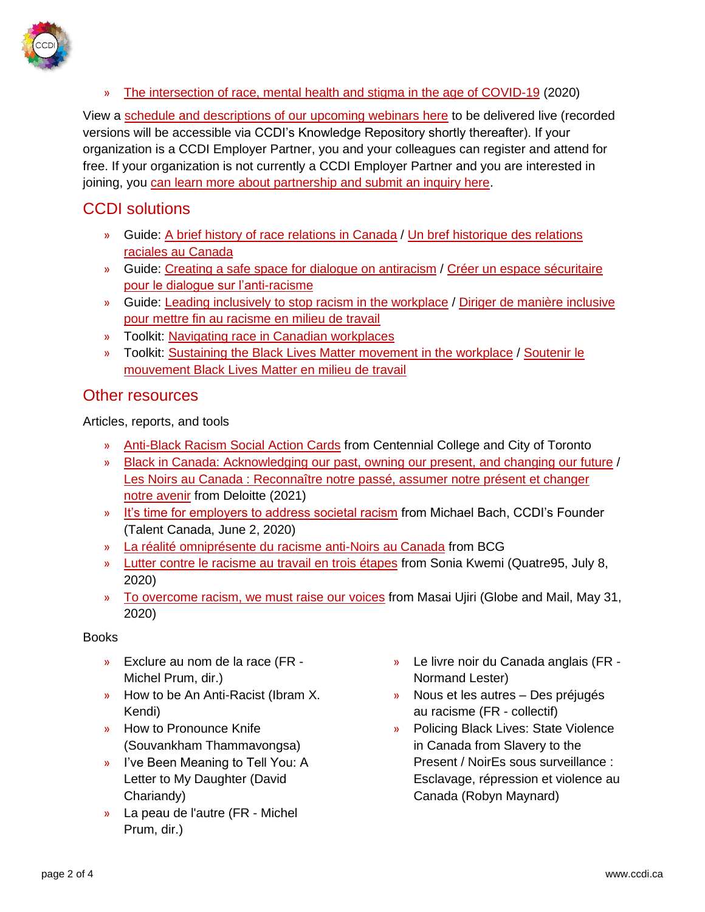- The intersection of race, mental health and stigma in the age of COVID-19 (2020)

View a schedule and descriptions of our upcoming webinars here to be delivered live (recorded versions will be accessible via CCDI's Knowledge Repository shortly thereafter). If your organization is a CCDI Employer Partner, you and your colleagues can register and attend for free. If your organization is not currently a CCDI Employer Partner and you are interested in joining, you can learn more about partnership and submit an inquiry here.

## CCDI solutions

- Guide: A brief history of race relations in Canada / Un bref historique des relations raciales au Canada
- Guide: Creating a safe space for dialogue on antiracism / Créer un espace sécuritaire pour le dialogue sur l'anti-racisme
- Guide: Leading inclusively to stop racism in the workplace / Diriger de manière inclusive pour mettre fin au racisme en milieu de travail
- Toolkit: Navigating race in Canadian workplaces
- Toolkit: Sustaining the Black Lives Matter movement in the workplace / Soutenir le mouvement Black Lives Matter en milieu de travail

## Other resources

Articles, reports, and tools

- Anti-Black Racism Social Action Cards from Centennial College and City of Toronto
- Black in Canada: Acknowledging our past, owning our present, and changing our future / Les Noirs au Canada : Reconnaître notre passé, assumer notre présent et changer notre avenir from Deloitte (2021)
- It's time for employers to address societal racism from Michael Bach, CCDI's Founder (Talent Canada, June 2, 2020)
- La réalité omniprésente du racisme anti-Noirs au Canada from BCG
- Lutter contre le racisme au travail en trois étapes from Sonia Kwemi (Quatre95, July 8, 2020)
- To overcome racism, we must raise our voices from Masai Ujiri (Globe and Mail, May 31, 2020)

Books

- Exclure au nom de la race (FR - Michel Prum, dir.)
- How to be An Anti-Racist (Ibram X. Kendi)
- How to Pronounce Knife (Souvankham Thammavongsa)
- I've Been Meaning to Tell You: A Letter to My Daughter (David Chariandy)
- La peau de l'autre (FR - Michel Prum, dir.)
- Le livre noir du Canada anglais (FR - Normand Lester)
- Nous et les autres – Des préjugés au racisme (FR - collectif)
- Policing Black Lives: State Violence in Canada from Slavery to the Present / NoirEs sous surveillance : Esclavage, répression et violence au Canada (Robyn Maynard)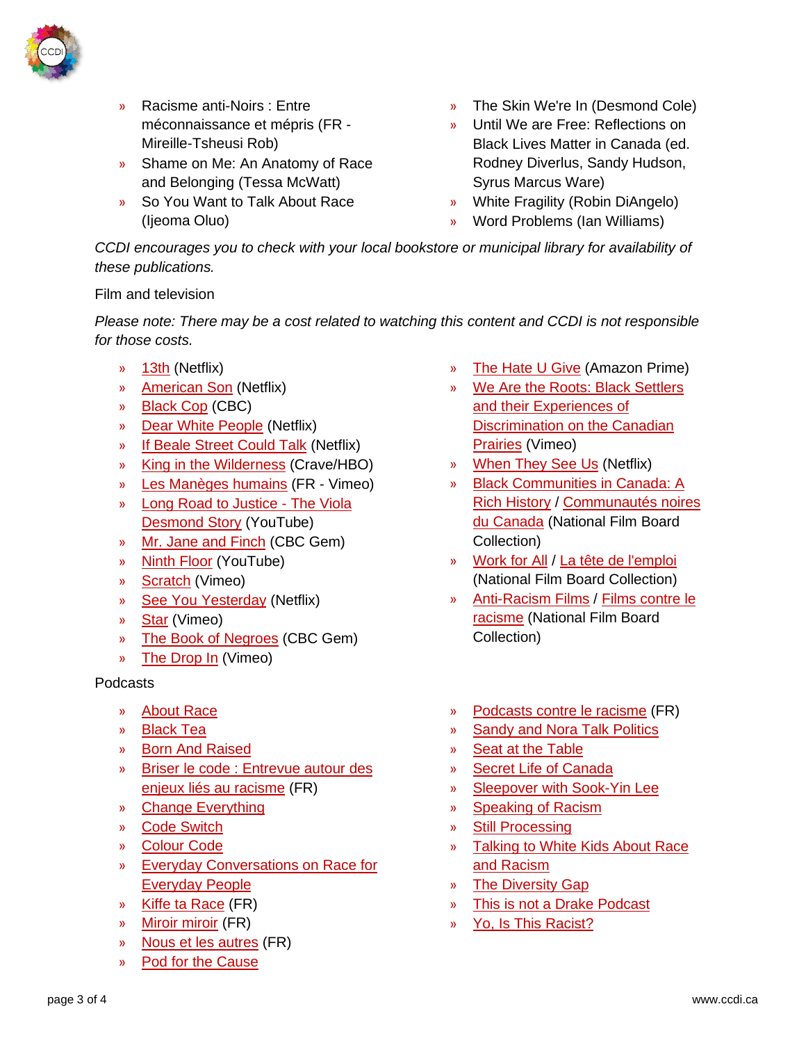- Racisme anti-Noirs : Entre méconnaissance et mépris (FR - Mireille-Tsheusi Rob)
- Shame on Me: An Anatomy of Race and Belonging (Tessa McWatt)
- So You Want to Talk About Race (Ijeoma Oluo)
- The Skin We're In (Desmond Cole)
- Until We are Free: Reflections on Black Lives Matter in Canada (ed. Rodney Diverlus, Sandy Hudson, Syrus Marcus Ware)
- White Fragility (Robin DiAngelo)
- Word Problems (Ian Williams)

*CCDI encourages you to check with your local bookstore or municipal library for availability of these publications.*

Film and television

*Please note: There may be a cost related to watching this content and CCDI is not responsible for those costs.*

- 13th (Netflix)
- American Son (Netflix)
- Black Cop (CBC)
- Dear White People (Netflix)
- If Beale Street Could Talk (Netflix)
- King in the Wilderness (Crave/HBO)
- Les Manèges humains (FR - Vimeo)
- Long Road to Justice - The Viola Desmond Story (YouTube)
- Mr. Jane and Finch (CBC Gem)
- Ninth Floor (YouTube)
- Scratch (Vimeo)
- See You Yesterday (Netflix)
- Star (Vimeo)
- The Book of Negroes (CBC Gem)
- The Drop In (Vimeo)
- The Hate U Give (Amazon Prime)
- We Are the Roots: Black Settlers and their Experiences of Discrimination on the Canadian Prairies (Vimeo)
- When They See Us (Netflix)
- Black Communities in Canada: A Rich History / Communautés noires du Canada (National Film Board Collection)
- Work for All / La tête de l'emploi (National Film Board Collection)
- Anti-Racism Films / Films contre le racisme (National Film Board Collection)

Podcasts

- About Race
- Black Tea
- Born And Raised
- Briser le code : Entrevue autour des enjeux liés au racisme (FR)
- Change Everything
- Code Switch
- Colour Code
- Everyday Conversations on Race for Everyday People
- Kiffe ta Race (FR)
- Miroir miroir (FR)
- Nous et les autres (FR)
- Pod for the Cause
- Podcasts contre le racisme (FR)
- Sandy and Nora Talk Politics
- Seat at the Table
- Secret Life of Canada
- Sleepover with Sook-Yin Lee
- Speaking of Racism
- Still Processing
- Talking to White Kids About Race and Racism
- The Diversity Gap
- This is not a Drake Podcast
- Yo, Is This Racist?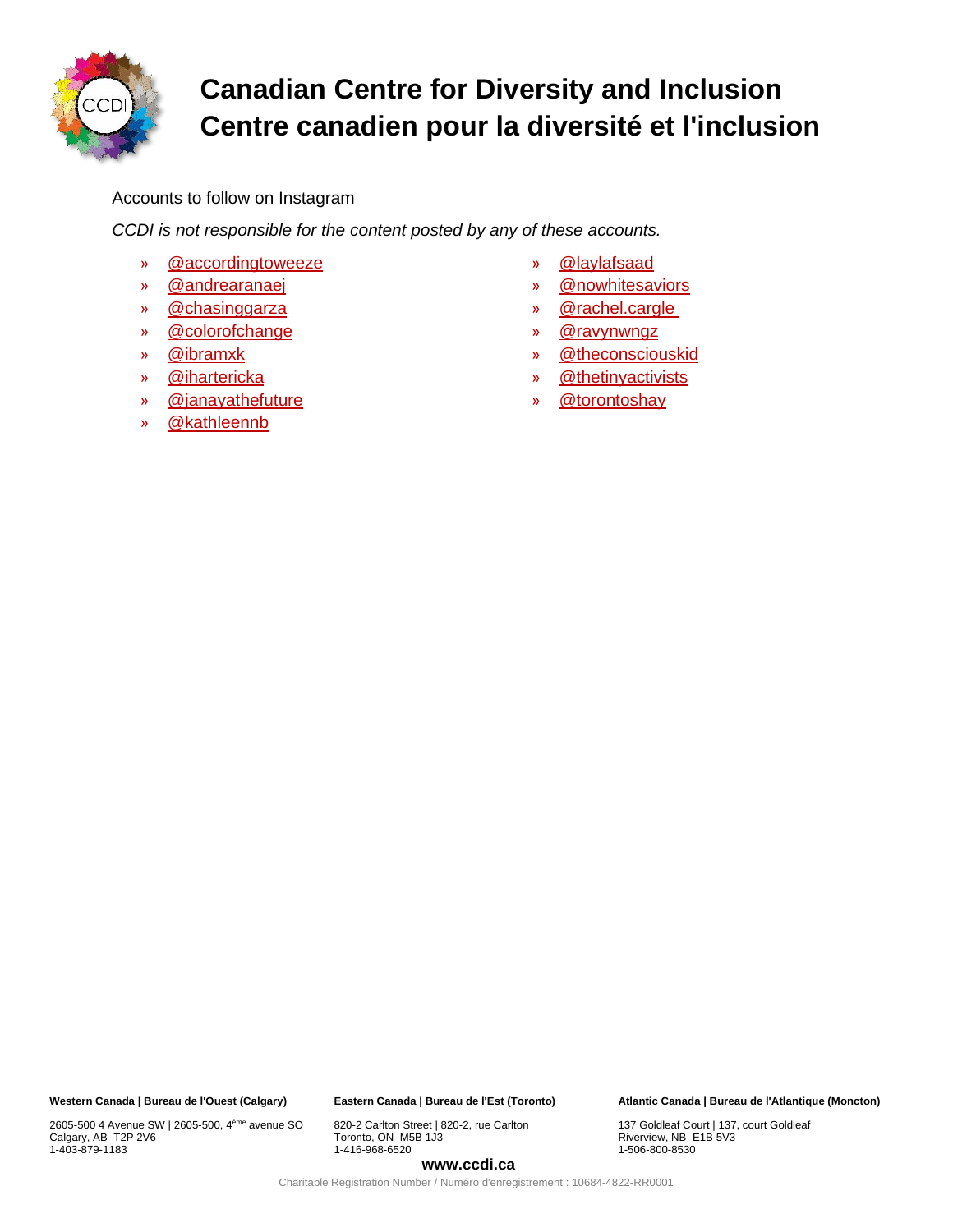# Canadian Centre for Diversity and Inclusion
# Centre canadien pour la diversité et l'inclusion

Accounts to follow on Instagram

*CCDI is not responsible for the content posted by any of these accounts.*

- @accordingtoweeze
- @andrearanaej
- @chasinggarza
- @colorofchange
- @ibramxk
- @ihartericka
- @janayathefuture
- @kathleennb
- @laylafsaad
- @nowhitesaviors
- @rachel.cargle
- @ravynwngz
- @theconsciouskid
- @thetinyactivists
- @torontoshay

**Western Canada | Bureau de l'Ouest (Calgary)**
2605-500 4 Avenue SW | 2605-500, 4ème avenue SO
Calgary, AB T2P 2V6
1-403-879-1183

**Eastern Canada | Bureau de l'Est (Toronto)**
820-2 Carlton Street | 820-2, rue Carlton
Toronto, ON M5B 1J3
1-416-968-6520

**Atlantic Canada | Bureau de l'Atlantique (Moncton)**
137 Goldleaf Court | 137, court Goldleaf
Riverview, NB E1B 5V3
1-506-800-8530

**www.ccdi.ca**

Charitable Registration Number / Numéro d'enregistrement : 10684-4822-RR0001